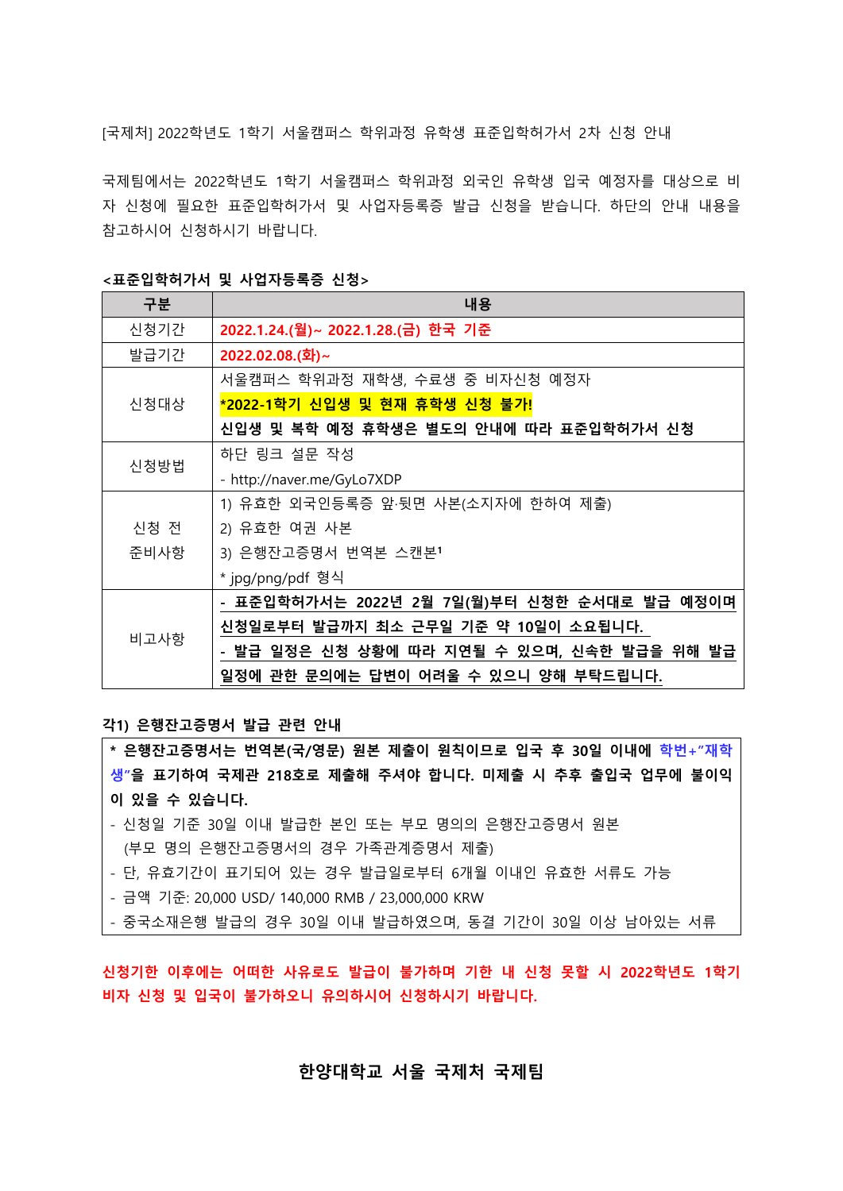[국제처] 2022학년도 1학기 서울캠퍼스 학위과정 유학생 표준입학허가서 2차 신청 안내

국제팀에서는 2022학년도 1학기 서울캠퍼스 학위과정 외국인 유학생 입국 예정자를 대상으로 비자 신청에 필요한 표준입학허가서 및 사업자등록증 발급 신청을 받습니다. 하단의 안내 내용을 참고하시어 신청하시기 바랍니다.

**<표준입학허가서 및 사업자등록증 신청>**

| 구분 | 내용 |
|---|---|
| 신청기간 | **2022.1.24.(월)~ 2022.1.28.(금) 한국 기준** |
| 발급기간 | **2022.02.08.(화)~** |
| 신청대상 | 서울캠퍼스 학위과정 재학생, 수료생 중 비자신청 예정자<br>**\*2022-1학기 신입생 및 현재 휴학생 신청 불가!**<br>**신입생 및 복학 예정 휴학생은 별도의 안내에 따라 표준입학허가서 신청** |
| 신청방법 | 하단 링크 설문 작성<br>- http://naver.me/GyLo7XDP |
| 신청 전 준비사항 | 1) 유효한 외국인등록증 앞·뒷면 사본(소지자에 한하여 제출)<br>2) 유효한 여권 사본<br>3) 은행잔고증명서 번역본 스캔본[1]<br>\* jpg/png/pdf 형식 |
| 비고사항 | **- 표준입학허가서는 2022년 2월 7일(월)부터 신청한 순서대로 발급 예정이며 신청일로부터 발급까지 최소 근무일 기준 약 10일이 소요됩니다.**<br>**- 발급 일정은 신청 상황에 따라 지연될 수 있으며, 신속한 발급을 위해 발급 일정에 관한 문의에는 답변이 어려울 수 있으니 양해 부탁드립니다.** |

**각1) 은행잔고증명서 발급 관련 안내**

**\* 은행잔고증명서는 번역본(국/영문) 원본 제출이 원칙이므로 입국 후 30일 이내에 학번+"재학생"을 표기하여 국제관 218호로 제출해 주셔야 합니다. 미제출 시 추후 출입국 업무에 불이익이 있을 수 있습니다.**

- 신청일 기준 30일 이내 발급한 본인 또는 부모 명의의 은행잔고증명서 원본
  (부모 명의 은행잔고증명서의 경우 가족관계증명서 제출)
- 단, 유효기간이 표기되어 있는 경우 발급일로부터 6개월 이내인 유효한 서류도 가능
- 금액 기준: 20,000 USD/ 140,000 RMB / 23,000,000 KRW
- 중국소재은행 발급의 경우 30일 이내 발급하였으며, 동결 기간이 30일 이상 남아있는 서류

**신청기한 이후에는 어떠한 사유로도 발급이 불가하며 기한 내 신청 못할 시 2022학년도 1학기 비자 신청 및 입국이 불가하오니 유의하시어 신청하시기 바랍니다.**

**한양대학교 서울 국제처 국제팀**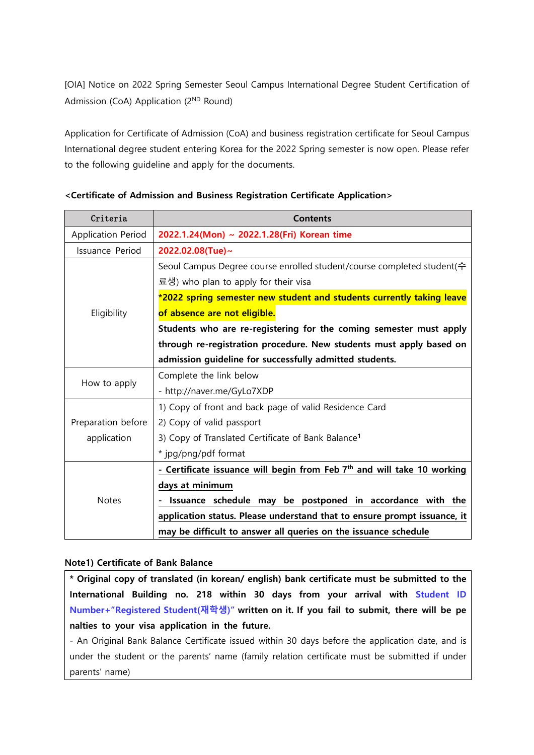[OIA] Notice on 2022 Spring Semester Seoul Campus International Degree Student Certification of Admission (CoA) Application (2ND Round)

Application for Certificate of Admission (CoA) and business registration certificate for Seoul Campus International degree student entering Korea for the 2022 Spring semester is now open. Please refer to the following guideline and apply for the documents.

**<Certificate of Admission and Business Registration Certificate Application>**

| Criteria | Contents |
|---|---|
| Application Period | **2022.1.24(Mon) ~ 2022.1.28(Fri) Korean time** |
| Issuance Period | **2022.02.08(Tue)~** |
| Eligibility | Seoul Campus Degree course enrolled student/course completed student(수료생) who plan to apply for their visa<br>**\*2022 spring semester new student and students currently taking leave of absence are not eligible.**<br>**Students who are re-registering for the coming semester must apply through re-registration procedure. New students must apply based on admission guideline for successfully admitted students.** |
| How to apply | Complete the link below<br>- http://naver.me/GyLo7XDP |
| Preparation before application | 1) Copy of front and back page of valid Residence Card<br>2) Copy of valid passport<br>3) Copy of Translated Certificate of Bank Balance[1]<br>\* jpg/png/pdf format |
| Notes | **- Certificate issuance will begin from Feb 7th and will take 10 working days at minimum**<br>**- Issuance schedule may be postponed in accordance with the application status. Please understand that to ensure prompt issuance, it may be difficult to answer all queries on the issuance schedule** |

**Note1) Certificate of Bank Balance**

| |
|---|
| **\* Original copy of translated (in korean/ english) bank certificate must be submitted to the International Building no. 218 within 30 days from your arrival with Student ID Number+"Registered Student(재학생)" written on it. If you fail to submit, there will be penalties to your visa application in the future.**<br>- An Original Bank Balance Certificate issued within 30 days before the application date, and is under the student or the parents' name (family relation certificate must be submitted if under parents' name) |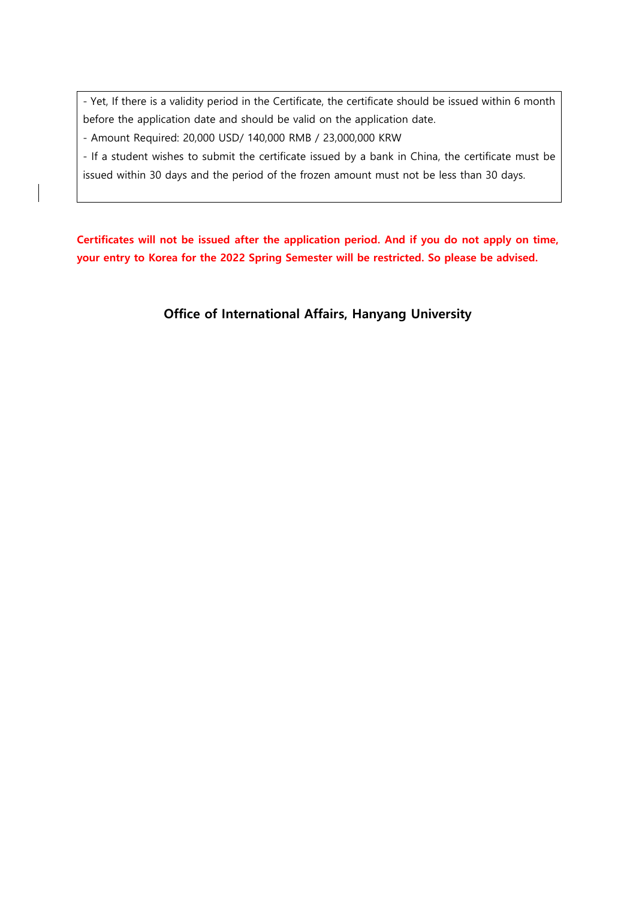- Yet, If there is a validity period in the Certificate, the certificate should be issued within 6 month before the application date and should be valid on the application date.
- Amount Required: 20,000 USD/ 140,000 RMB / 23,000,000 KRW
- If a student wishes to submit the certificate issued by a bank in China, the certificate must be issued within 30 days and the period of the frozen amount must not be less than 30 days.

**Certificates will not be issued after the application period. And if you do not apply on time, your entry to Korea for the 2022 Spring Semester will be restricted. So please be advised.**

**Office of International Affairs, Hanyang University**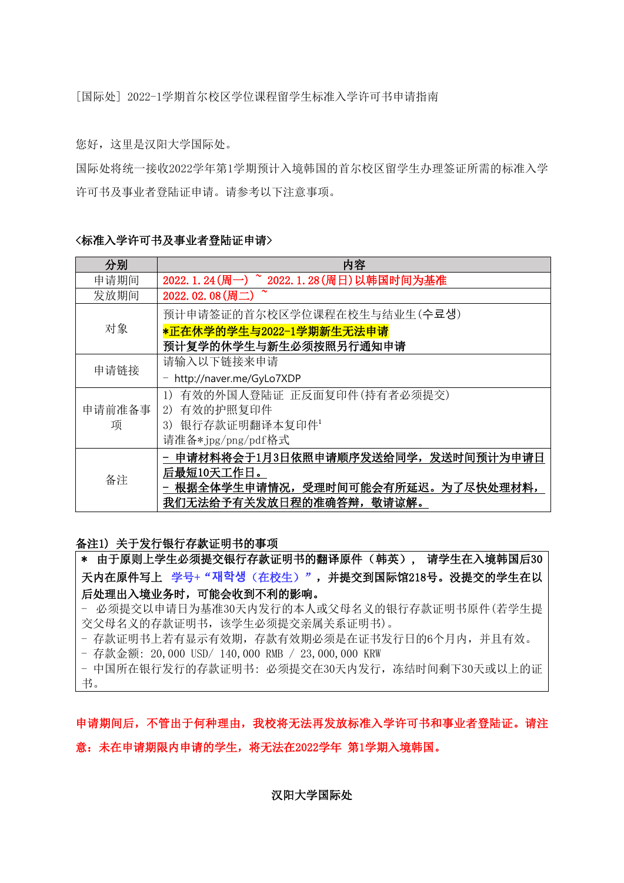［国际处］2022-1学期首尔校区学位课程留学生标准入学许可书申请指南

您好，这里是汉阳大学国际处。

国际处将统一接收2022学年第1学期预计入境韩国的首尔校区留学生办理签证所需的标准入学许可书及事业者登陆证申请。请参考以下注意事项。

**<标准入学许可书及事业者登陆证申请>**

| 分别 | 内容 |
|---|---|
| 申请期间 | 2022.1.24(周一) ~ 2022.1.28(周日)以韩国时间为基准 |
| 发放期间 | 2022.02.08(周二) ~ |
| 对象 | 预计申请签证的首尔校区学位课程在校生与结业生(수료생)<br>**\*正在休学的学生与2022-1学期新生无法申请**<br>**预计复学的休学生与新生必须按照另行通知申请** |
| 申请链接 | 请输入以下链接来申请<br>- http://naver.me/GyLo7XDP |
| 申请前准备事项 | 1) 有效的外国人登陆证 正反面复印件(持有者必须提交)<br>2) 有效的护照复印件<br>3) 银行存款证明翻译本复印件[1]<br>请准备*jpg/png/pdf格式 |
| 备注 | **- 申请材料将会于1月3日依照申请顺序发送给同学，发送时间预计为申请日后最短10天工作日。**<br>**- 根据全体学生申请情况，受理时间可能会有所延迟。为了尽快处理材料，我们无法给予有关发放日程的准确答辩，敬请谅解。** |

**备注1) 关于发行银行存款证明书的事项**

| |
|---|
| **\* 由于原则上学生必须提交银行存款证明书的翻译原件（韩英）， 请学生在入境韩国后30天内在原件写上 学号+“재학생（在校生）”，并提交到国际馆218号。没提交的学生在以后处理出入境业务时，可能会收到不利的影响。**<br>- 必须提交以申请日为基准30天内发行的本人或父母名义的银行存款证明书原件(若学生提交父母名义的存款证明书，该学生必须提交亲属关系证明书)。<br>- 存款证明书上若有显示有效期，存款有效期必须是在证书发行日的6个月内，并且有效。<br>- 存款金额: 20,000 USD/ 140,000 RMB / 23,000,000 KRW<br>- 中国所在银行发行的存款证明书: 必须提交在30天内发行，冻结时间剩下30天或以上的证书。 |

**申请期间后，不管出于何种理由，我校将无法再发放标准入学许可书和事业者登陆证。请注意：未在申请期限内申请的学生，将无法在2022学年 第1学期入境韩国。**

**汉阳大学国际处**